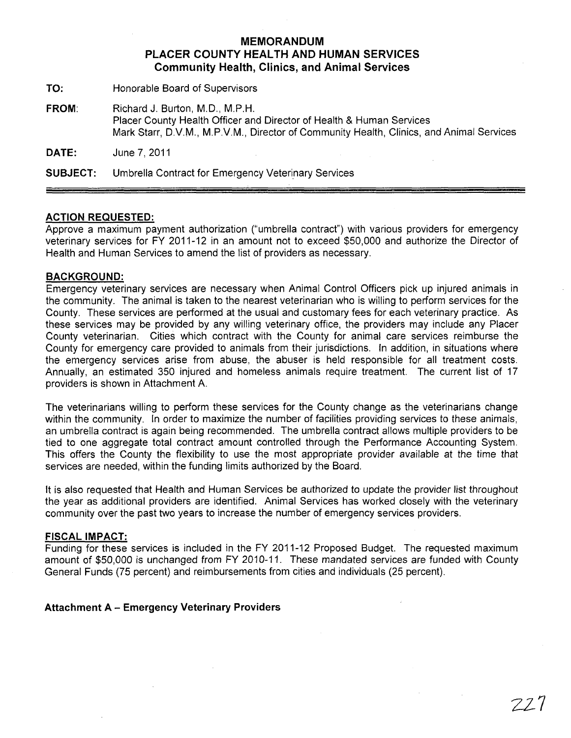# MEMORANDUM
## PLACER COUNTY HEALTH AND HUMAN SERVICES
### Community Health, Clinics, and Animal Services

**TO:** Honorable Board of Supervisors

**FROM:** Richard J. Burton, M.D., M.P.H.
Placer County Health Officer and Director of Health & Human Services
Mark Starr, D.V.M., M.P.V.M., Director of Community Health, Clinics, and Animal Services

**DATE:** June 7, 2011

**SUBJECT:** Umbrella Contract for Emergency Veterinary Services

---

**ACTION REQUESTED:**

Approve a maximum payment authorization ("umbrella contract") with various providers for emergency veterinary services for FY 2011-12 in an amount not to exceed $50,000 and authorize the Director of Health and Human Services to amend the list of providers as necessary.

**BACKGROUND:**

Emergency veterinary services are necessary when Animal Control Officers pick up injured animals in the community. The animal is taken to the nearest veterinarian who is willing to perform services for the County. These services are performed at the usual and customary fees for each veterinary practice. As these services may be provided by any willing veterinary office, the providers may include any Placer County veterinarian. Cities which contract with the County for animal care services reimburse the County for emergency care provided to animals from their jurisdictions. In addition, in situations where the emergency services arise from abuse, the abuser is held responsible for all treatment costs. Annually, an estimated 350 injured and homeless animals require treatment. The current list of 17 providers is shown in Attachment A.

The veterinarians willing to perform these services for the County change as the veterinarians change within the community. In order to maximize the number of facilities providing services to these animals, an umbrella contract is again being recommended. The umbrella contract allows multiple providers to be tied to one aggregate total contract amount controlled through the Performance Accounting System. This offers the County the flexibility to use the most appropriate provider available at the time that services are needed, within the funding limits authorized by the Board.

It is also requested that Health and Human Services be authorized to update the provider list throughout the year as additional providers are identified. Animal Services has worked closely with the veterinary community over the past two years to increase the number of emergency services providers.

**FISCAL IMPACT:**

Funding for these services is included in the FY 2011-12 Proposed Budget. The requested maximum amount of $50,000 is unchanged from FY 2010-11. These mandated services are funded with County General Funds (75 percent) and reimbursements from cities and individuals (25 percent).

**Attachment A – Emergency Veterinary Providers**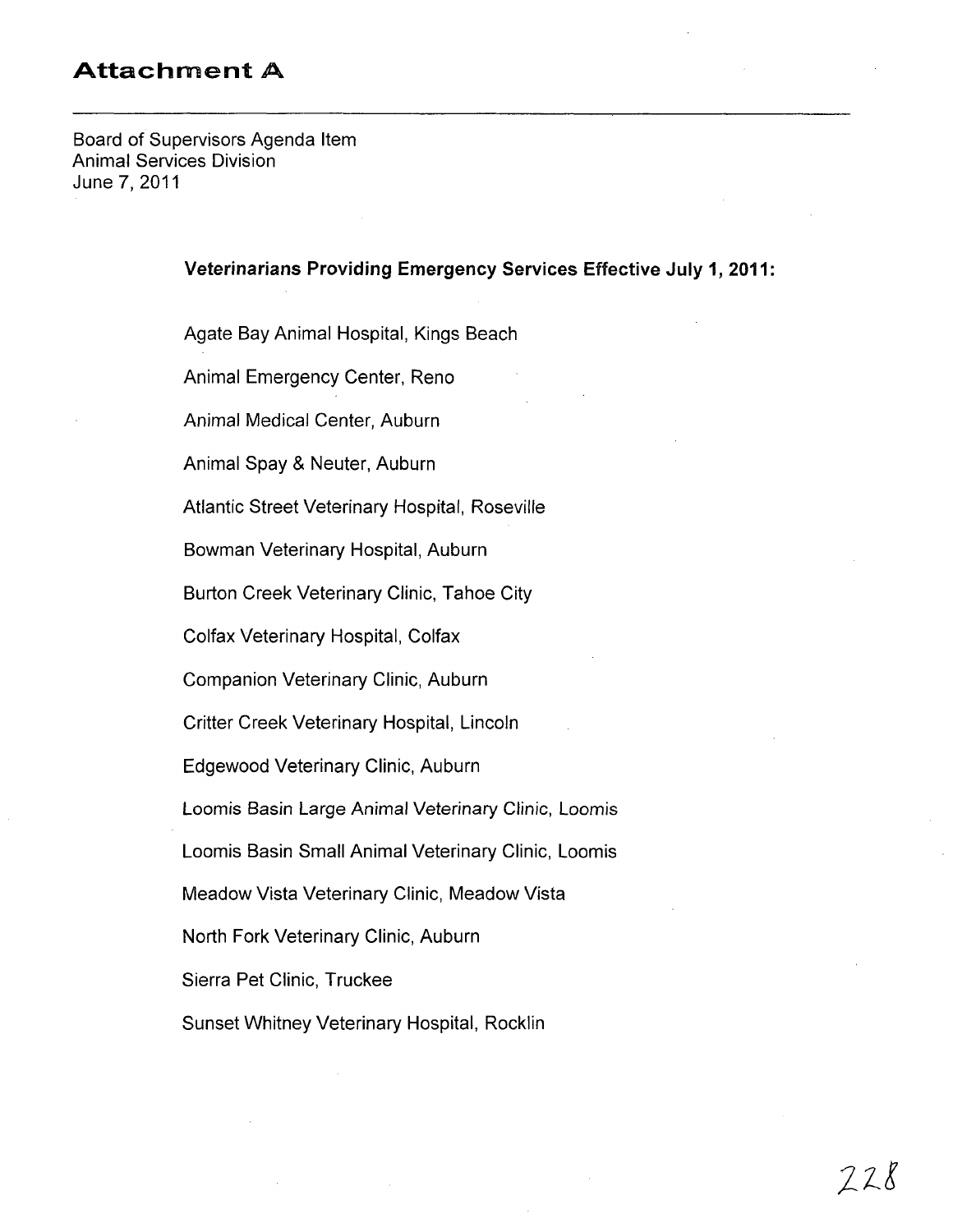# Attachment A

Board of Supervisors Agenda Item
Animal Services Division
June 7, 2011

**Veterinarians Providing Emergency Services Effective July 1, 2011:**

Agate Bay Animal Hospital, Kings Beach

Animal Emergency Center, Reno

Animal Medical Center, Auburn

Animal Spay & Neuter, Auburn

Atlantic Street Veterinary Hospital, Roseville

Bowman Veterinary Hospital, Auburn

Burton Creek Veterinary Clinic, Tahoe City

Colfax Veterinary Hospital, Colfax

Companion Veterinary Clinic, Auburn

Critter Creek Veterinary Hospital, Lincoln

Edgewood Veterinary Clinic, Auburn

Loomis Basin Large Animal Veterinary Clinic, Loomis

Loomis Basin Small Animal Veterinary Clinic, Loomis

Meadow Vista Veterinary Clinic, Meadow Vista

North Fork Veterinary Clinic, Auburn

Sierra Pet Clinic, Truckee

Sunset Whitney Veterinary Hospital, Rocklin